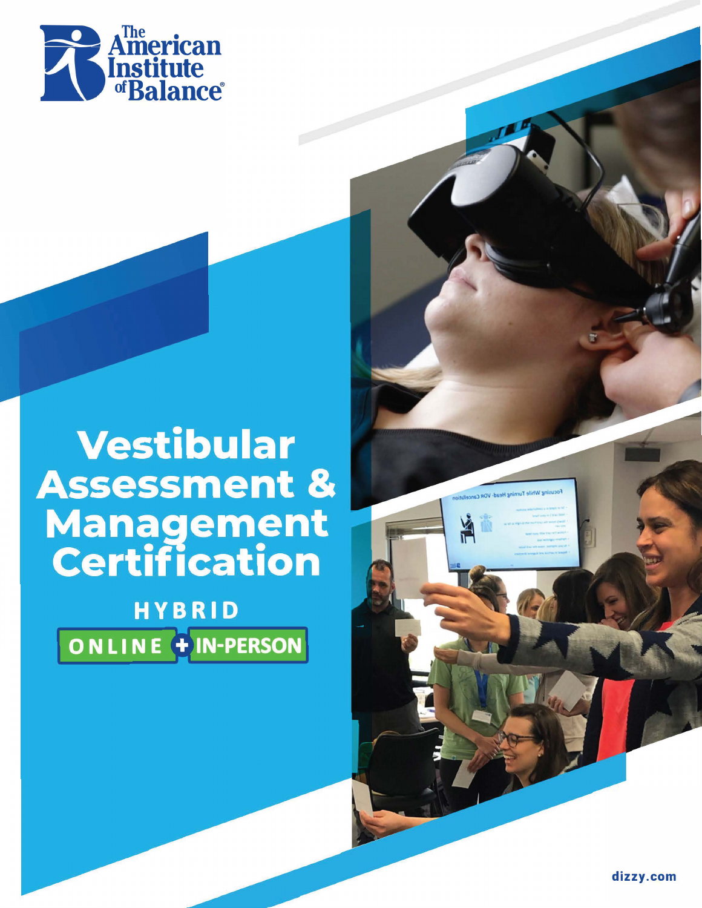The American Institute of Balance®

# Vestibular Assessment & Management Certification

**HYBRID**

**ONLINE + IN-PERSON**

dizzy.com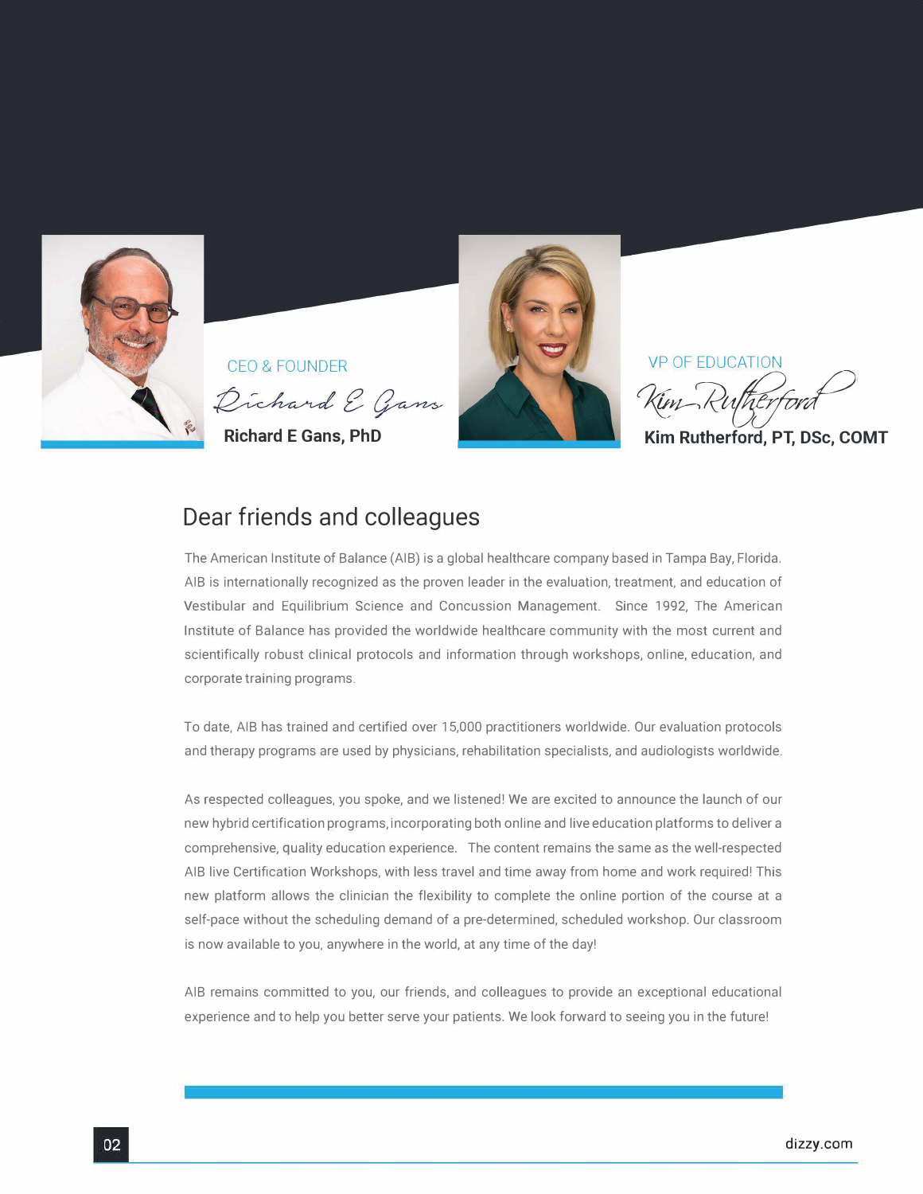CEO & FOUNDER

**Richard E Gans, PhD**

VP OF EDUCATION

**Kim Rutherford, PT, DSc, COMT**

## Dear friends and colleagues

The American Institute of Balance (AIB) is a global healthcare company based in Tampa Bay, Florida. AIB is internationally recognized as the proven leader in the evaluation, treatment, and education of Vestibular and Equilibrium Science and Concussion Management. Since 1992, The American Institute of Balance has provided the worldwide healthcare community with the most current and scientifically robust clinical protocols and information through workshops, online, education, and corporate training programs.

To date, AIB has trained and certified over 15,000 practitioners worldwide. Our evaluation protocols and therapy programs are used by physicians, rehabilitation specialists, and audiologists worldwide.

As respected colleagues, you spoke, and we listened! We are excited to announce the launch of our new hybrid certification programs, incorporating both online and live education platforms to deliver a comprehensive, quality education experience. The content remains the same as the well-respected AIB live Certification Workshops, with less travel and time away from home and work required! This new platform allows the clinician the flexibility to complete the online portion of the course at a self-pace without the scheduling demand of a pre-determined, scheduled workshop. Our classroom is now available to you, anywhere in the world, at any time of the day!

AIB remains committed to you, our friends, and colleagues to provide an exceptional educational experience and to help you better serve your patients. We look forward to seeing you in the future!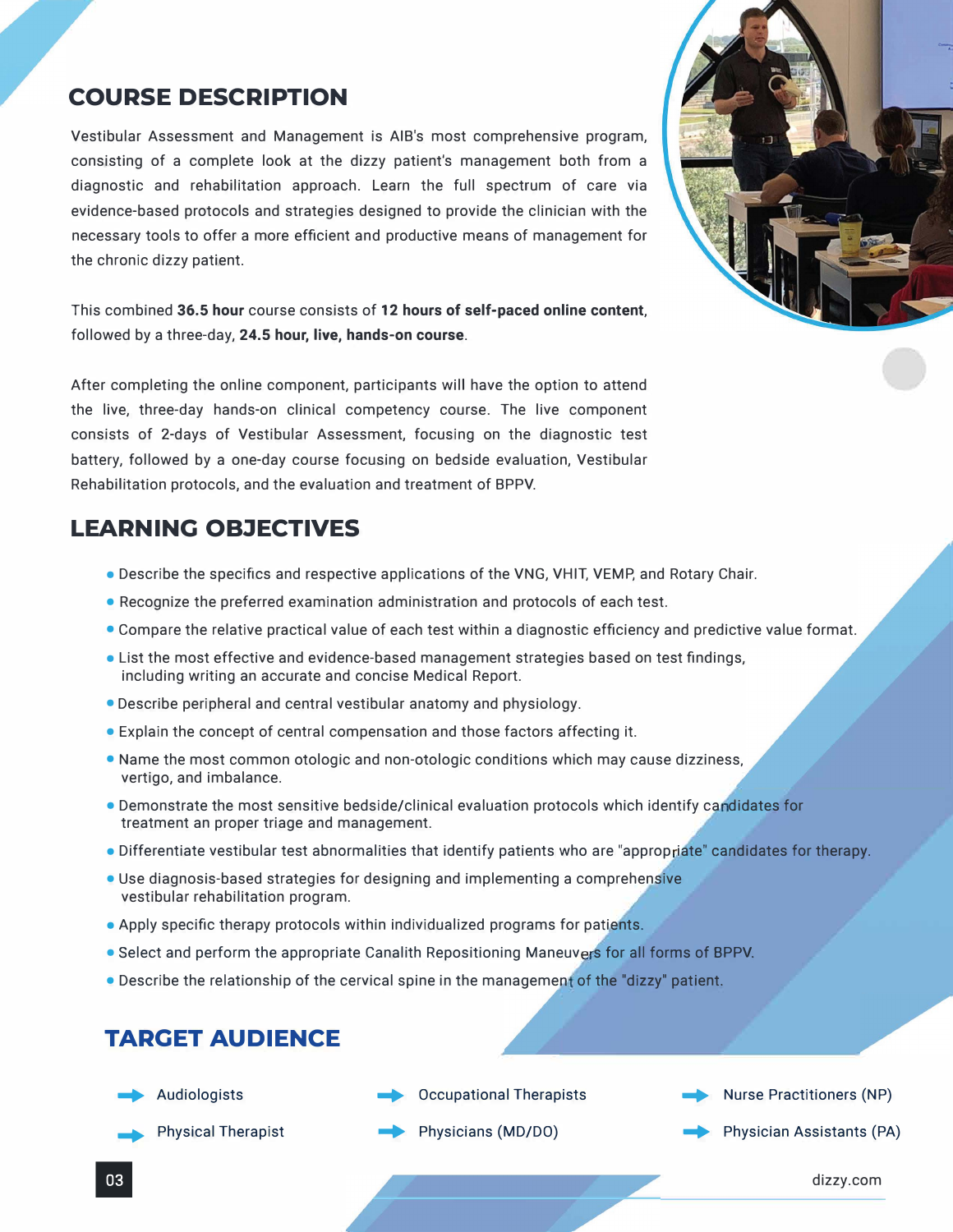## COURSE DESCRIPTION

Vestibular Assessment and Management is AIB's most comprehensive program, consisting of a complete look at the dizzy patient's management both from a diagnostic and rehabilitation approach. Learn the full spectrum of care via evidence-based protocols and strategies designed to provide the clinician with the necessary tools to offer a more efficient and productive means of management for the chronic dizzy patient.

This combined **36.5 hour** course consists of **12 hours of self-paced online content**, followed by a three-day, **24.5 hour, live, hands-on course**.

After completing the online component, participants will have the option to attend the live, three-day hands-on clinical competency course. The live component consists of 2-days of Vestibular Assessment, focusing on the diagnostic test battery, followed by a one-day course focusing on bedside evaluation, Vestibular Rehabilitation protocols, and the evaluation and treatment of BPPV.

## LEARNING OBJECTIVES

- Describe the specifics and respective applications of the VNG, VHIT, VEMP, and Rotary Chair.
- Recognize the preferred examination administration and protocols of each test.
- Compare the relative practical value of each test within a diagnostic efficiency and predictive value format.
- List the most effective and evidence-based management strategies based on test findings, including writing an accurate and concise Medical Report.
- Describe peripheral and central vestibular anatomy and physiology.
- Explain the concept of central compensation and those factors affecting it.
- Name the most common otologic and non-otologic conditions which may cause dizziness, vertigo, and imbalance.
- Demonstrate the most sensitive bedside/clinical evaluation protocols which identify candidates for treatment an proper triage and management.
- Differentiate vestibular test abnormalities that identify patients who are "appropriate" candidates for therapy.
- Use diagnosis-based strategies for designing and implementing a comprehensive vestibular rehabilitation program.
- Apply specific therapy protocols within individualized programs for patients.
- Select and perform the appropriate Canalith Repositioning Maneuvers for all forms of BPPV.
- Describe the relationship of the cervical spine in the management of the "dizzy" patient.

## TARGET AUDIENCE

- Audiologists
- Physical Therapist
- Occupational Therapists
- Physicians (MD/DO)
- Nurse Practitioners (NP)
- Physician Assistants (PA)

dizzy.com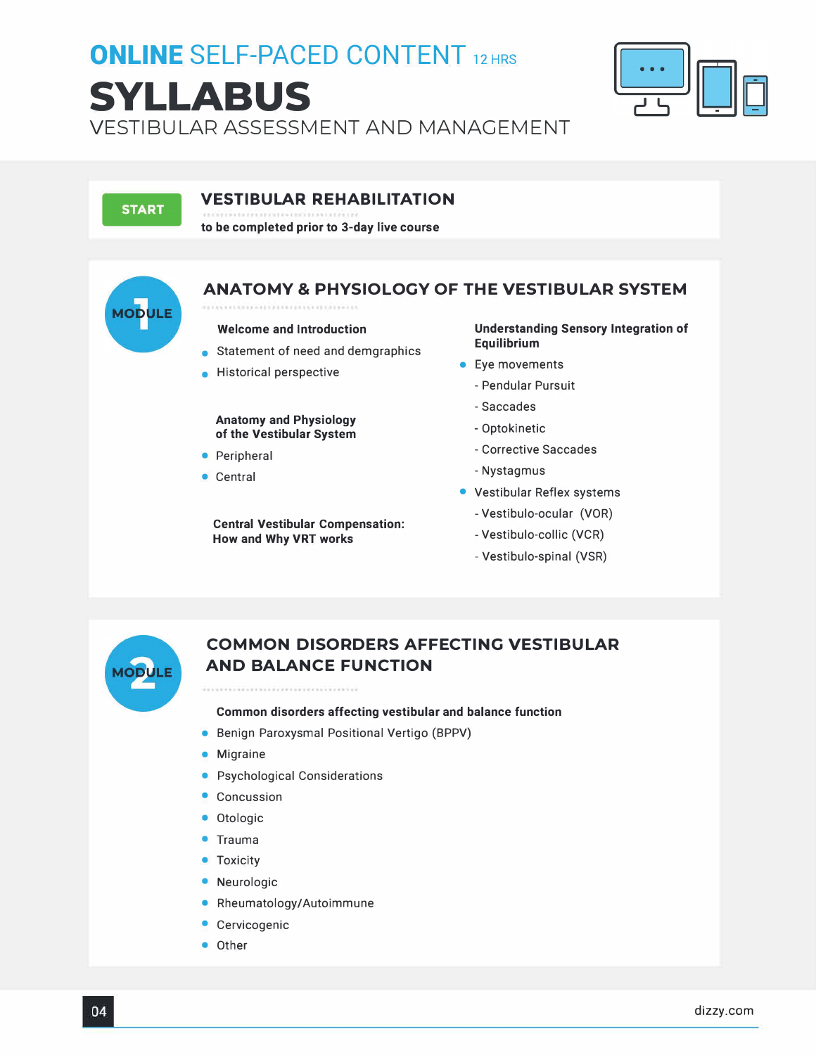# ONLINE SELF-PACED CONTENT 12 HRS

# SYLLABUS

VESTIBULAR ASSESSMENT AND MANAGEMENT

**START**

## VESTIBULAR REHABILITATION

**to be completed prior to 3-day live course**

## MODULE 1

## ANATOMY & PHYSIOLOGY OF THE VESTIBULAR SYSTEM

**Welcome and Introduction**

- Statement of need and demgraphics
- Historical perspective

**Anatomy and Physiology of the Vestibular System**

- Peripheral
- Central

**Central Vestibular Compensation: How and Why VRT works**

**Understanding Sensory Integration of Equilibrium**

- Eye movements
  - Pendular Pursuit
  - Saccades
  - Optokinetic
  - Corrective Saccades
  - Nystagmus
- Vestibular Reflex systems
  - Vestibulo-ocular (VOR)
  - Vestibulo-collic (VCR)
  - Vestibulo-spinal (VSR)

## MODULE 2

## COMMON DISORDERS AFFECTING VESTIBULAR AND BALANCE FUNCTION

**Common disorders affecting vestibular and balance function**

- Benign Paroxysmal Positional Vertigo (BPPV)
- Migraine
- Psychological Considerations
- Concussion
- Otologic
- Trauma
- Toxicity
- Neurologic
- Rheumatology/Autoimmune
- Cervicogenic
- Other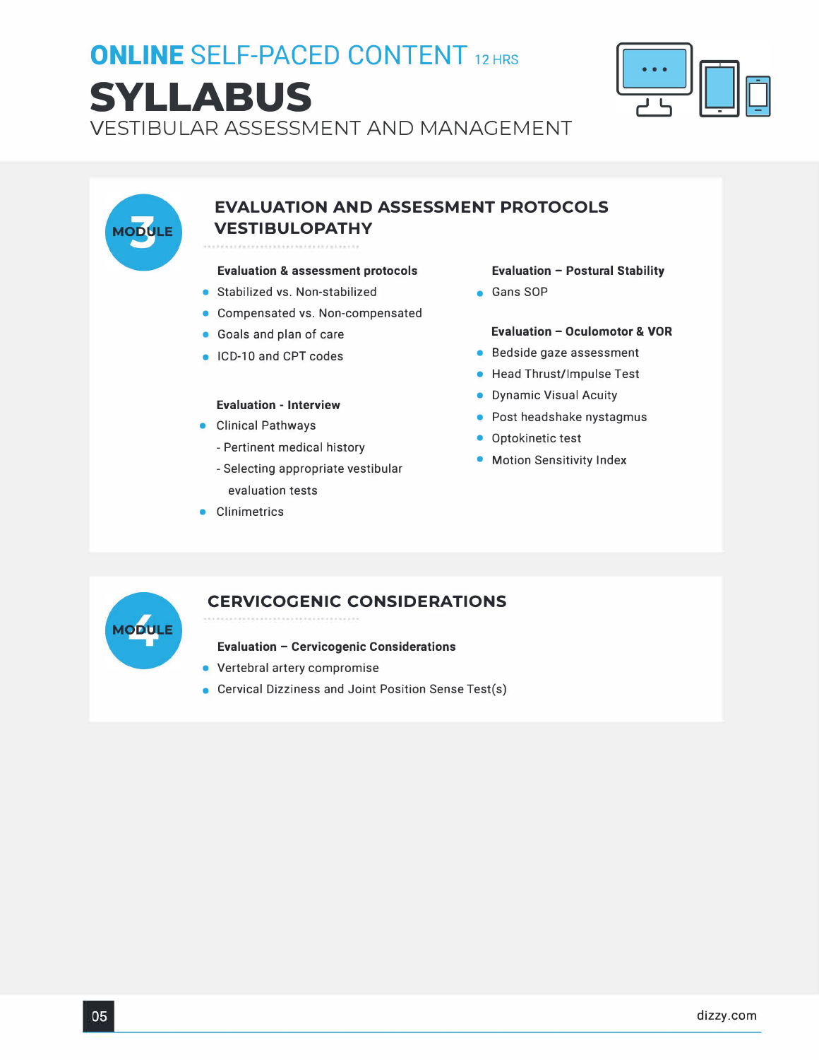# **ONLINE** SELF-PACED CONTENT 12 HRS

# SYLLABUS

VESTIBULAR ASSESSMENT AND MANAGEMENT

## MODULE 3

## EVALUATION AND ASSESSMENT PROTOCOLS VESTIBULOPATHY

**Evaluation & assessment protocols**

- Stabilized vs. Non-stabilized
- Compensated vs. Non-compensated
- Goals and plan of care
- ICD-10 and CPT codes

**Evaluation - Interview**

- Clinical Pathways
  - Pertinent medical history
  - Selecting appropriate vestibular evaluation tests
- Clinimetrics

**Evaluation – Postural Stability**

- Gans SOP

**Evaluation – Oculomotor & VOR**

- Bedside gaze assessment
- Head Thrust/Impulse Test
- Dynamic Visual Acuity
- Post headshake nystagmus
- Optokinetic test
- Motion Sensitivity Index

## MODULE 4

## CERVICOGENIC CONSIDERATIONS

**Evaluation – Cervicogenic Considerations**

- Vertebral artery compromise
- Cervical Dizziness and Joint Position Sense Test(s)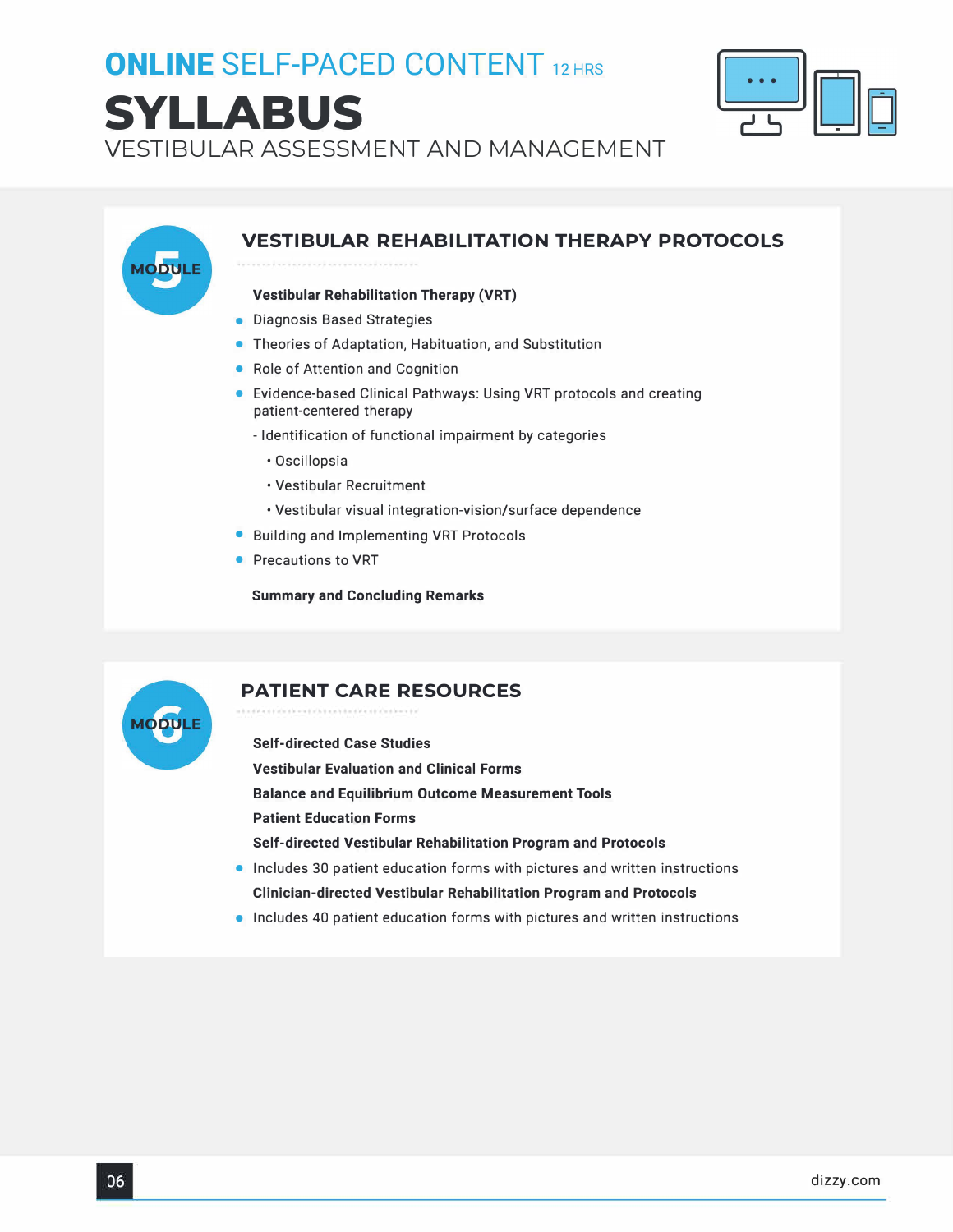# ONLINE SELF-PACED CONTENT 12 HRS

# SYLLABUS

VESTIBULAR ASSESSMENT AND MANAGEMENT

## MODULE 5 — VESTIBULAR REHABILITATION THERAPY PROTOCOLS

**Vestibular Rehabilitation Therapy (VRT)**

- Diagnosis Based Strategies
- Theories of Adaptation, Habituation, and Substitution
- Role of Attention and Cognition
- Evidence-based Clinical Pathways: Using VRT protocols and creating patient-centered therapy
  - Identification of functional impairment by categories
    - Oscillopsia
    - Vestibular Recruitment
    - Vestibular visual integration-vision/surface dependence
- Building and Implementing VRT Protocols
- Precautions to VRT

**Summary and Concluding Remarks**

## MODULE 6 — PATIENT CARE RESOURCES

**Self-directed Case Studies**

**Vestibular Evaluation and Clinical Forms**

**Balance and Equilibrium Outcome Measurement Tools**

**Patient Education Forms**

**Self-directed Vestibular Rehabilitation Program and Protocols**

- Includes 30 patient education forms with pictures and written instructions

**Clinician-directed Vestibular Rehabilitation Program and Protocols**

- Includes 40 patient education forms with pictures and written instructions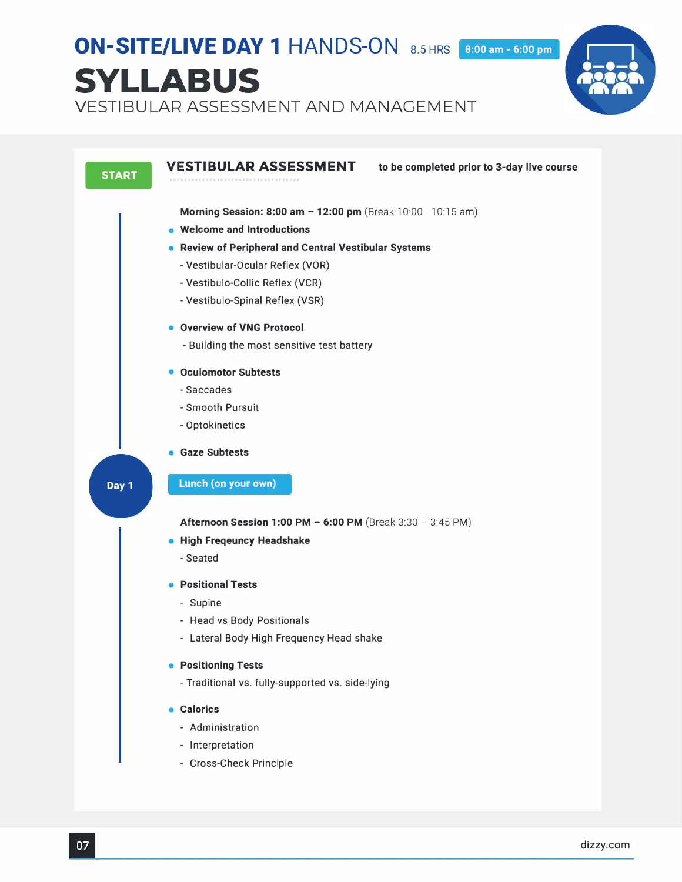# ON-SITE/LIVE DAY 1 HANDS-ON 8.5 HRS 8:00 am - 6:00 pm

# SYLLABUS

VESTIBULAR ASSESSMENT AND MANAGEMENT

START

## VESTIBULAR ASSESSMENT

**to be completed prior to 3-day live course**

Day 1

**Morning Session: 8:00 am – 12:00 pm** (Break 10:00 - 10:15 am)

- **Welcome and Introductions**
- **Review of Peripheral and Central Vestibular Systems**
  - Vestibular-Ocular Reflex (VOR)
  - Vestibulo-Collic Reflex (VCR)
  - Vestibulo-Spinal Reflex (VSR)
- **Overview of VNG Protocol**
  - Building the most sensitive test battery
- **Oculomotor Subtests**
  - Saccades
  - Smooth Pursuit
  - Optokinetics
- **Gaze Subtests**

**Lunch (on your own)**

**Afternoon Session 1:00 PM – 6:00 PM** (Break 3:30 – 3:45 PM)

- **High Freqeuncy Headshake**
  - Seated
- **Positional Tests**
  - Supine
  - Head vs Body Positionals
  - Lateral Body High Frequency Head shake
- **Positioning Tests**
  - Traditional vs. fully-supported vs. side-lying
- **Calorics**
  - Administration
  - Interpretation
  - Cross-Check Principle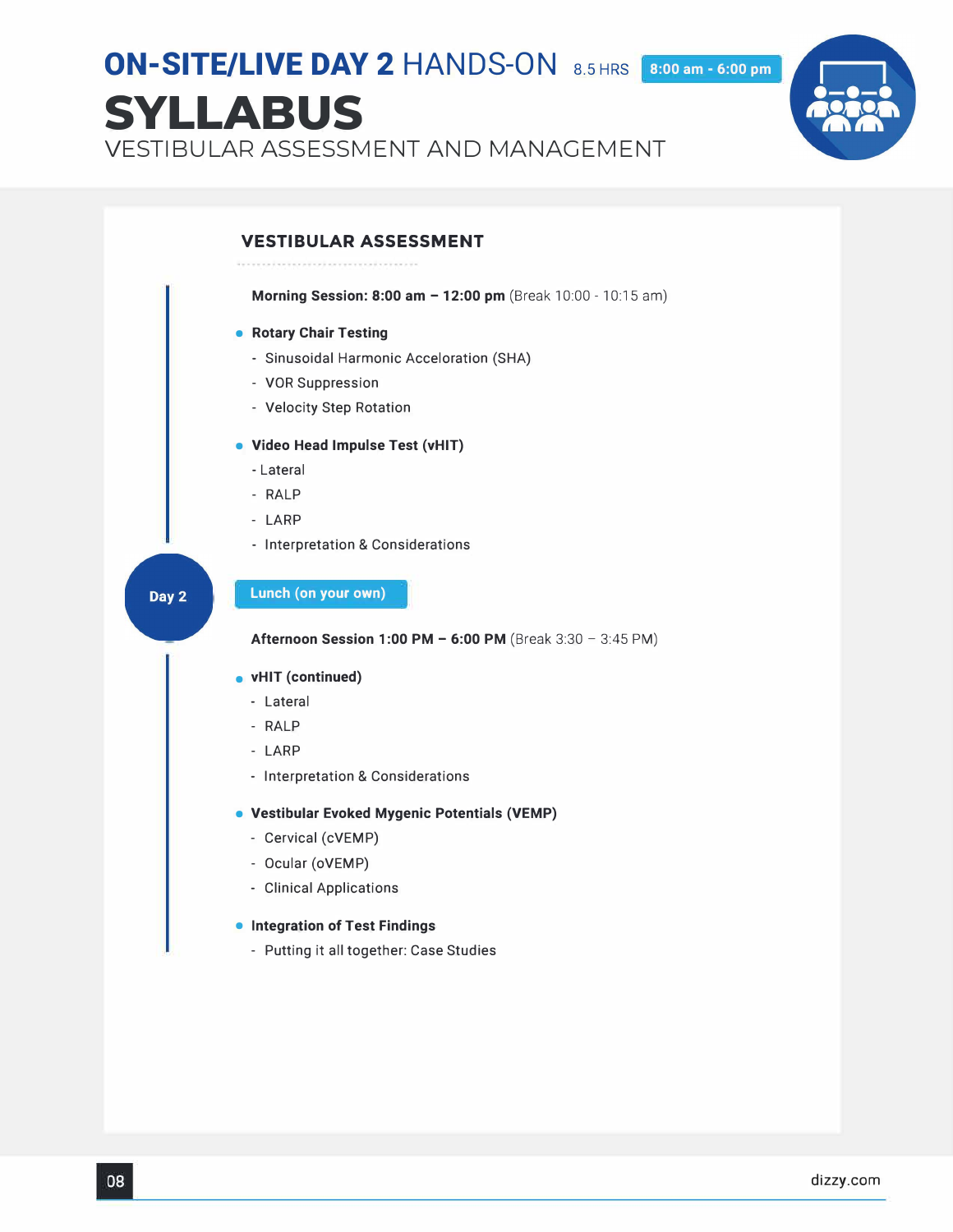# ON-SITE/LIVE DAY 2 HANDS-ON 8.5 HRS 8:00 am - 6:00 pm

# SYLLABUS

VESTIBULAR ASSESSMENT AND MANAGEMENT

## VESTIBULAR ASSESSMENT

**Morning Session: 8:00 am – 12:00 pm** (Break 10:00 - 10:15 am)

- **Rotary Chair Testing**
  - Sinusoidal Harmonic Acceloration (SHA)
  - VOR Suppression
  - Velocity Step Rotation
- **Video Head Impulse Test (vHIT)**
  - Lateral
  - RALP
  - LARP
  - Interpretation & Considerations

Day 2

**Lunch (on your own)**

**Afternoon Session 1:00 PM – 6:00 PM** (Break 3:30 – 3:45 PM)

- **vHIT (continued)**
  - Lateral
  - RALP
  - LARP
  - Interpretation & Considerations
- **Vestibular Evoked Mygenic Potentials (VEMP)**
  - Cervical (cVEMP)
  - Ocular (oVEMP)
  - Clinical Applications
- **Integration of Test Findings**
  - Putting it all together: Case Studies

dizzy.com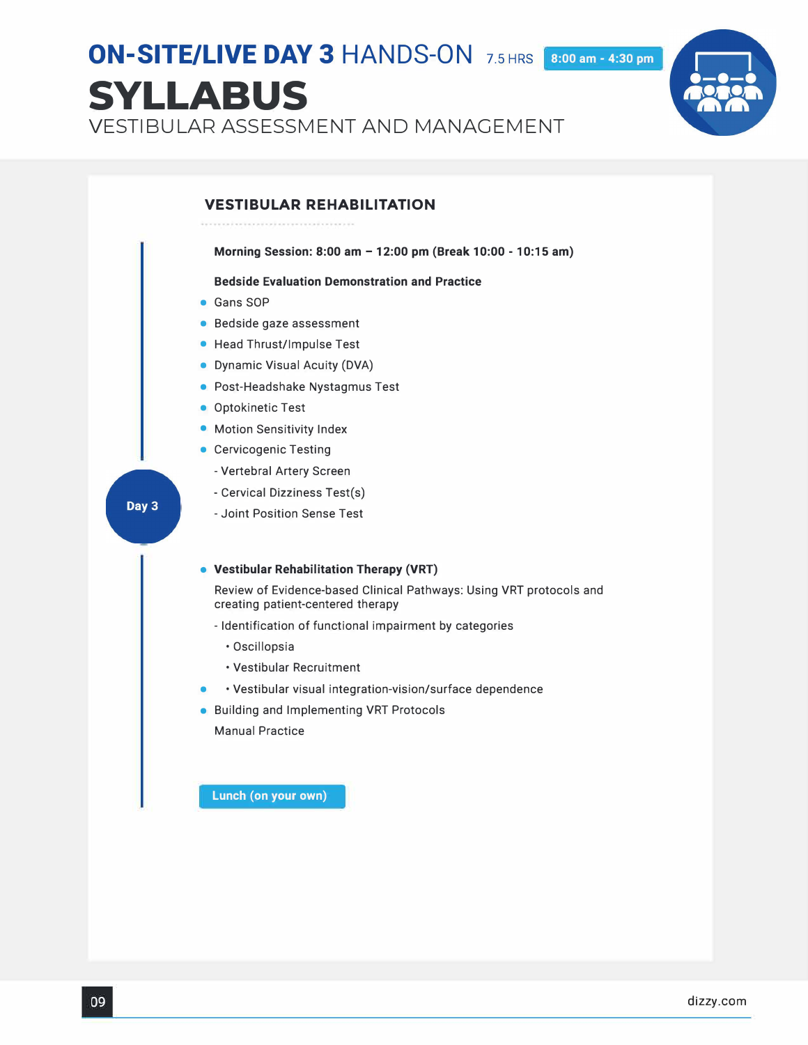# **ON-SITE/LIVE DAY 3** HANDS-ON 7.5 HRS 8:00 am - 4:30 pm

# SYLLABUS

VESTIBULAR ASSESSMENT AND MANAGEMENT

## VESTIBULAR REHABILITATION

Day 3

**Morning Session: 8:00 am – 12:00 pm (Break 10:00 - 10:15 am)**

**Bedside Evaluation Demonstration and Practice**

- Gans SOP
- Bedside gaze assessment
- Head Thrust/Impulse Test
- Dynamic Visual Acuity (DVA)
- Post-Headshake Nystagmus Test
- Optokinetic Test
- Motion Sensitivity Index
- Cervicogenic Testing
  - Vertebral Artery Screen
  - Cervical Dizziness Test(s)
  - Joint Position Sense Test

- **Vestibular Rehabilitation Therapy (VRT)**

  Review of Evidence-based Clinical Pathways: Using VRT protocols and creating patient-centered therapy

  - Identification of functional impairment by categories
    - Oscillopsia
    - Vestibular Recruitment
    - Vestibular visual integration-vision/surface dependence
- Building and Implementing VRT Protocols

  Manual Practice

Lunch (on your own)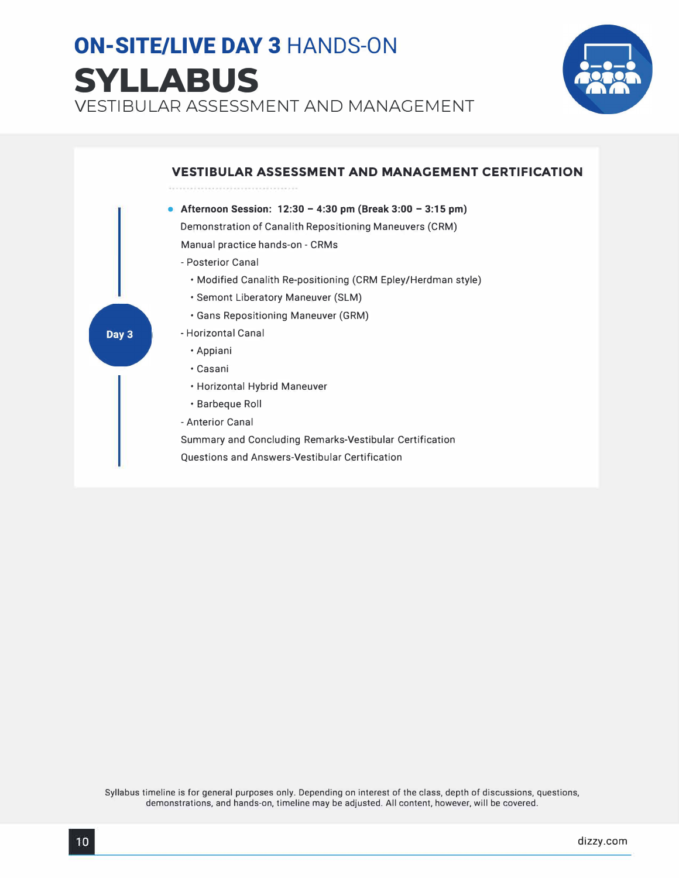# ON-SITE/LIVE DAY 3 HANDS-ON

# SYLLABUS

VESTIBULAR ASSESSMENT AND MANAGEMENT

## VESTIBULAR ASSESSMENT AND MANAGEMENT CERTIFICATION

**Day 3**

- **Afternoon Session: 12:30 – 4:30 pm (Break 3:00 – 3:15 pm)**

  Demonstration of Canalith Repositioning Maneuvers (CRM)

  Manual practice hands-on - CRMs

  - Posterior Canal
    - Modified Canalith Re-positioning (CRM Epley/Herdman style)
    - Semont Liberatory Maneuver (SLM)
    - Gans Repositioning Maneuver (GRM)
  - Horizontal Canal
    - Appiani
    - Casani
    - Horizontal Hybrid Maneuver
    - Barbeque Roll
  - Anterior Canal

  Summary and Concluding Remarks-Vestibular Certification

  Questions and Answers-Vestibular Certification

Syllabus timeline is for general purposes only. Depending on interest of the class, depth of discussions, questions, demonstrations, and hands-on, timeline may be adjusted. All content, however, will be covered.

dizzy.com